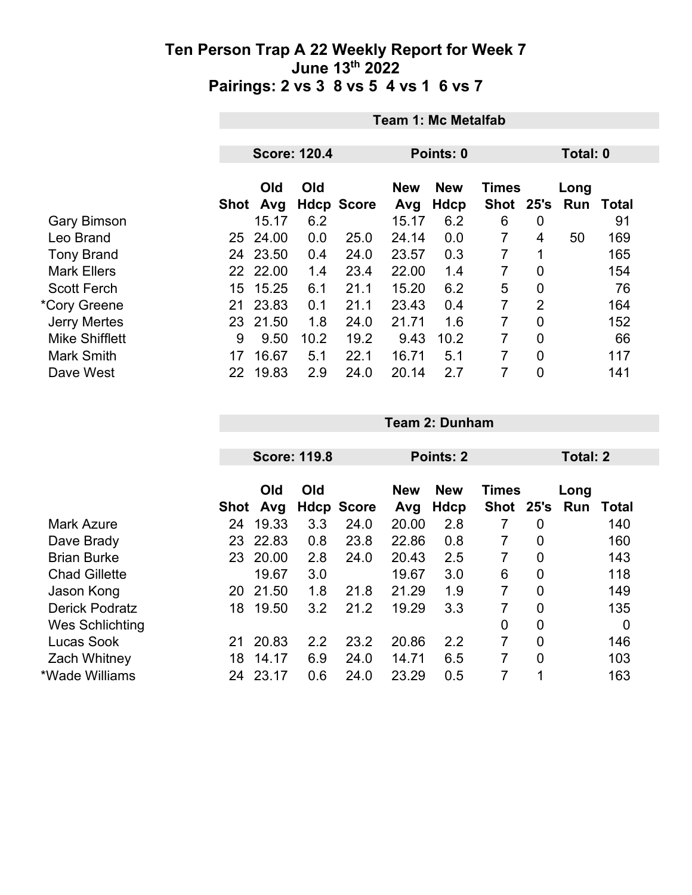# Ten Person Trap A 22 Weekly Report for Week 7
## June 13th 2022
## Pairings: 2 vs 3 8 vs 5 4 vs 1 6 vs 7

### Team 1: Mc Metalfab

**Score: 120.4** | **Points: 0** | **Total: 0**

| | Shot | Old Avg | Old Hdcp | Score | New Avg | New Hdcp | Times Shot | 25's | Long Run | Total |
|---|---|---|---|---|---|---|---|---|---|---|
| Gary Bimson | | 15.17 | 6.2 | | 15.17 | 6.2 | 6 | 0 | | 91 |
| Leo Brand | 25 | 24.00 | 0.0 | 25.0 | 24.14 | 0.0 | 7 | 4 | 50 | 169 |
| Tony Brand | 24 | 23.50 | 0.4 | 24.0 | 23.57 | 0.3 | 7 | 1 | | 165 |
| Mark Ellers | 22 | 22.00 | 1.4 | 23.4 | 22.00 | 1.4 | 7 | 0 | | 154 |
| Scott Ferch | 15 | 15.25 | 6.1 | 21.1 | 15.20 | 6.2 | 5 | 0 | | 76 |
| *Cory Greene | 21 | 23.83 | 0.1 | 21.1 | 23.43 | 0.4 | 7 | 2 | | 164 |
| Jerry Mertes | 23 | 21.50 | 1.8 | 24.0 | 21.71 | 1.6 | 7 | 0 | | 152 |
| Mike Shifflett | 9 | 9.50 | 10.2 | 19.2 | 9.43 | 10.2 | 7 | 0 | | 66 |
| Mark Smith | 17 | 16.67 | 5.1 | 22.1 | 16.71 | 5.1 | 7 | 0 | | 117 |
| Dave West | 22 | 19.83 | 2.9 | 24.0 | 20.14 | 2.7 | 7 | 0 | | 141 |

### Team 2: Dunham

**Score: 119.8** | **Points: 2** | **Total: 2**

| | Shot | Old Avg | Old Hdcp | Score | New Avg | New Hdcp | Times Shot | 25's | Long Run | Total |
|---|---|---|---|---|---|---|---|---|---|---|
| Mark Azure | 24 | 19.33 | 3.3 | 24.0 | 20.00 | 2.8 | 7 | 0 | | 140 |
| Dave Brady | 23 | 22.83 | 0.8 | 23.8 | 22.86 | 0.8 | 7 | 0 | | 160 |
| Brian Burke | 23 | 20.00 | 2.8 | 24.0 | 20.43 | 2.5 | 7 | 0 | | 143 |
| Chad Gillette | | 19.67 | 3.0 | | 19.67 | 3.0 | 6 | 0 | | 118 |
| Jason Kong | 20 | 21.50 | 1.8 | 21.8 | 21.29 | 1.9 | 7 | 0 | | 149 |
| Derick Podratz | 18 | 19.50 | 3.2 | 21.2 | 19.29 | 3.3 | 7 | 0 | | 135 |
| Wes Schlichting | | | | | | | 0 | 0 | | 0 |
| Lucas Sook | 21 | 20.83 | 2.2 | 23.2 | 20.86 | 2.2 | 7 | 0 | | 146 |
| Zach Whitney | 18 | 14.17 | 6.9 | 24.0 | 14.71 | 6.5 | 7 | 0 | | 103 |
| *Wade Williams | 24 | 23.17 | 0.6 | 24.0 | 23.29 | 0.5 | 7 | 1 | | 163 |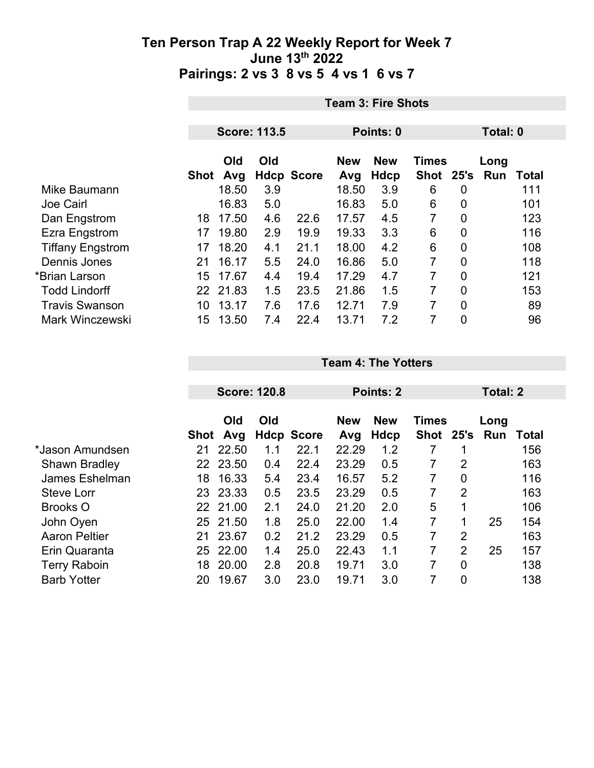# Ten Person Trap A 22 Weekly Report for Week 7
## June 13th 2022
## Pairings: 2 vs 3 8 vs 5 4 vs 1 6 vs 7

### Team 3: Fire Shots

**Score: 113.5** | **Points: 0** | **Total: 0**

| | Shot | Old Avg | Old Hdcp | Score | New Avg | New Hdcp | Times Shot | 25's | Long Run | Total |
|---|---|---|---|---|---|---|---|---|---|---|
| Mike Baumann | | 18.50 | 3.9 | | 18.50 | 3.9 | 6 | 0 | | 111 |
| Joe Cairl | | 16.83 | 5.0 | | 16.83 | 5.0 | 6 | 0 | | 101 |
| Dan Engstrom | 18 | 17.50 | 4.6 | 22.6 | 17.57 | 4.5 | 7 | 0 | | 123 |
| Ezra Engstrom | 17 | 19.80 | 2.9 | 19.9 | 19.33 | 3.3 | 6 | 0 | | 116 |
| Tiffany Engstrom | 17 | 18.20 | 4.1 | 21.1 | 18.00 | 4.2 | 6 | 0 | | 108 |
| Dennis Jones | 21 | 16.17 | 5.5 | 24.0 | 16.86 | 5.0 | 7 | 0 | | 118 |
| *Brian Larson | 15 | 17.67 | 4.4 | 19.4 | 17.29 | 4.7 | 7 | 0 | | 121 |
| Todd Lindorff | 22 | 21.83 | 1.5 | 23.5 | 21.86 | 1.5 | 7 | 0 | | 153 |
| Travis Swanson | 10 | 13.17 | 7.6 | 17.6 | 12.71 | 7.9 | 7 | 0 | | 89 |
| Mark Winczewski | 15 | 13.50 | 7.4 | 22.4 | 13.71 | 7.2 | 7 | 0 | | 96 |

### Team 4: The Yotters

**Score: 120.8** | **Points: 2** | **Total: 2**

| | Shot | Old Avg | Old Hdcp | Score | New Avg | New Hdcp | Times Shot | 25's | Long Run | Total |
|---|---|---|---|---|---|---|---|---|---|---|
| *Jason Amundsen | 21 | 22.50 | 1.1 | 22.1 | 22.29 | 1.2 | 7 | 1 | | 156 |
| Shawn Bradley | 22 | 23.50 | 0.4 | 22.4 | 23.29 | 0.5 | 7 | 2 | | 163 |
| James Eshelman | 18 | 16.33 | 5.4 | 23.4 | 16.57 | 5.2 | 7 | 0 | | 116 |
| Steve Lorr | 23 | 23.33 | 0.5 | 23.5 | 23.29 | 0.5 | 7 | 2 | | 163 |
| Brooks O | 22 | 21.00 | 2.1 | 24.0 | 21.20 | 2.0 | 5 | 1 | | 106 |
| John Oyen | 25 | 21.50 | 1.8 | 25.0 | 22.00 | 1.4 | 7 | 1 | 25 | 154 |
| Aaron Peltier | 21 | 23.67 | 0.2 | 21.2 | 23.29 | 0.5 | 7 | 2 | | 163 |
| Erin Quaranta | 25 | 22.00 | 1.4 | 25.0 | 22.43 | 1.1 | 7 | 2 | 25 | 157 |
| Terry Raboin | 18 | 20.00 | 2.8 | 20.8 | 19.71 | 3.0 | 7 | 0 | | 138 |
| Barb Yotter | 20 | 19.67 | 3.0 | 23.0 | 19.71 | 3.0 | 7 | 0 | | 138 |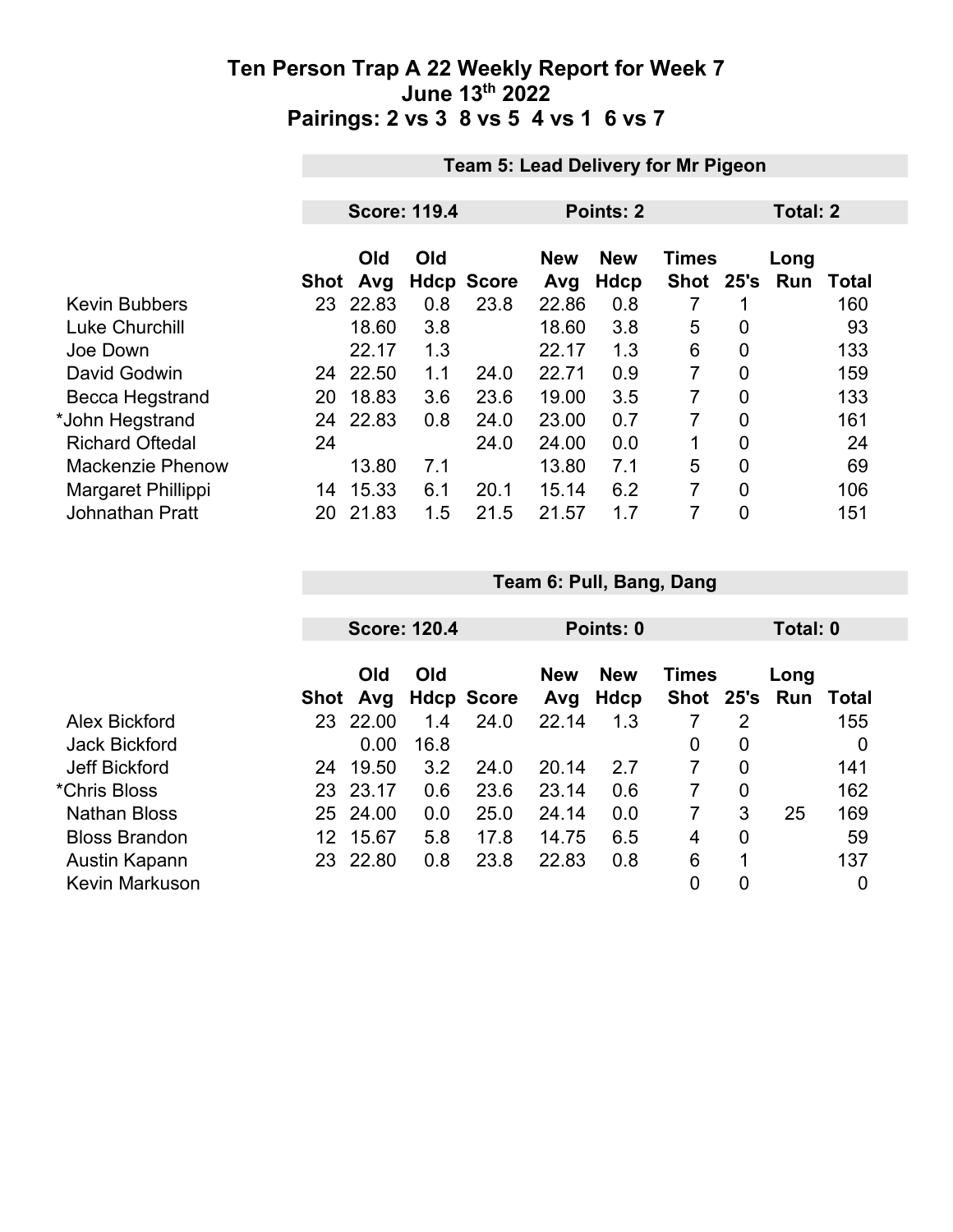# Ten Person Trap A 22 Weekly Report for Week 7

## June 13th 2022

## Pairings: 2 vs 3  8 vs 5  4 vs 1  6 vs 7

### Team 5: Lead Delivery for Mr Pigeon

**Score: 119.4** | **Points: 2** | **Total: 2**

| | Shot | Old Avg | Old Hdcp | Score | New Avg | New Hdcp | Times Shot | 25's | Long Run | Total |
|---|---|---|---|---|---|---|---|---|---|---|
| Kevin Bubbers | 23 | 22.83 | 0.8 | 23.8 | 22.86 | 0.8 | 7 | 1 | | 160 |
| Luke Churchill | | 18.60 | 3.8 | | 18.60 | 3.8 | 5 | 0 | | 93 |
| Joe Down | | 22.17 | 1.3 | | 22.17 | 1.3 | 6 | 0 | | 133 |
| David Godwin | 24 | 22.50 | 1.1 | 24.0 | 22.71 | 0.9 | 7 | 0 | | 159 |
| Becca Hegstrand | 20 | 18.83 | 3.6 | 23.6 | 19.00 | 3.5 | 7 | 0 | | 133 |
| *John Hegstrand | 24 | 22.83 | 0.8 | 24.0 | 23.00 | 0.7 | 7 | 0 | | 161 |
| Richard Oftedal | 24 | | | 24.0 | 24.00 | 0.0 | 1 | 0 | | 24 |
| Mackenzie Phenow | | 13.80 | 7.1 | | 13.80 | 7.1 | 5 | 0 | | 69 |
| Margaret Phillippi | 14 | 15.33 | 6.1 | 20.1 | 15.14 | 6.2 | 7 | 0 | | 106 |
| Johnathan Pratt | 20 | 21.83 | 1.5 | 21.5 | 21.57 | 1.7 | 7 | 0 | | 151 |

### Team 6: Pull, Bang, Dang

**Score: 120.4** | **Points: 0** | **Total: 0**

| | Shot | Old Avg | Old Hdcp | Score | New Avg | New Hdcp | Times Shot | 25's | Long Run | Total |
|---|---|---|---|---|---|---|---|---|---|---|
| Alex Bickford | 23 | 22.00 | 1.4 | 24.0 | 22.14 | 1.3 | 7 | 2 | | 155 |
| Jack Bickford | | 0.00 | 16.8 | | | | 0 | 0 | | 0 |
| Jeff Bickford | 24 | 19.50 | 3.2 | 24.0 | 20.14 | 2.7 | 7 | 0 | | 141 |
| *Chris Bloss | 23 | 23.17 | 0.6 | 23.6 | 23.14 | 0.6 | 7 | 0 | | 162 |
| Nathan Bloss | 25 | 24.00 | 0.0 | 25.0 | 24.14 | 0.0 | 7 | 3 | 25 | 169 |
| Bloss Brandon | 12 | 15.67 | 5.8 | 17.8 | 14.75 | 6.5 | 4 | 0 | | 59 |
| Austin Kapann | 23 | 22.80 | 0.8 | 23.8 | 22.83 | 0.8 | 6 | 1 | | 137 |
| Kevin Markuson | | | | | | | 0 | 0 | | 0 |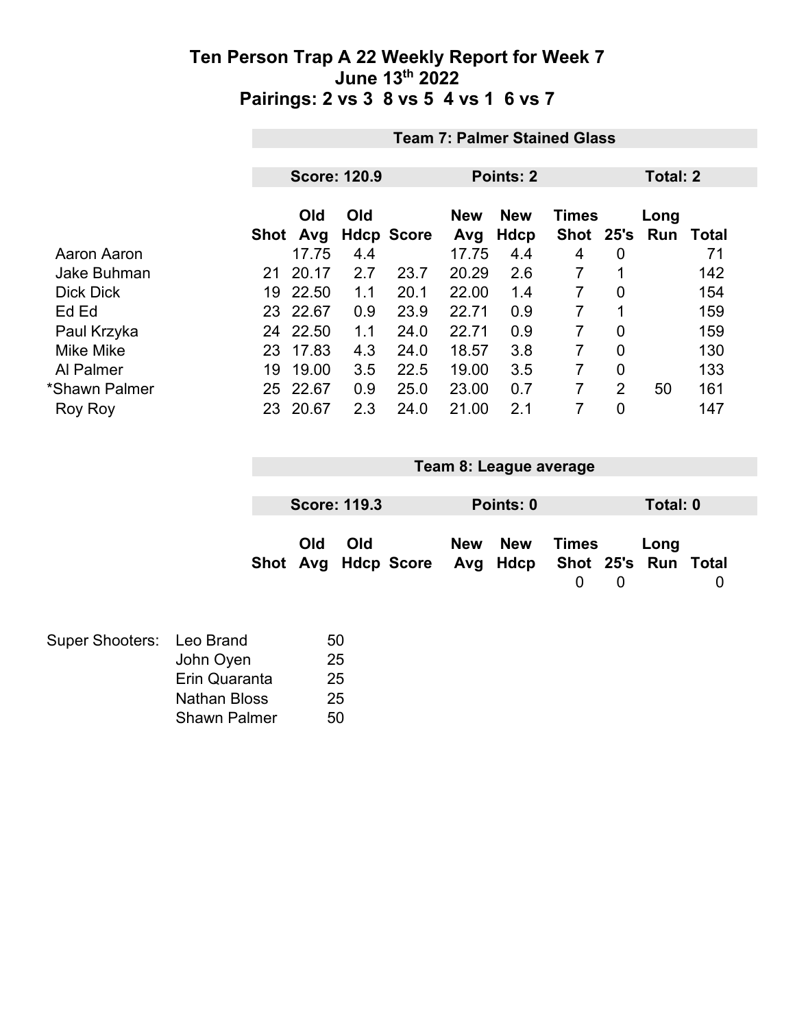# Ten Person Trap A 22 Weekly Report for Week 7
## June 13th 2022
## Pairings: 2 vs 3 8 vs 5 4 vs 1 6 vs 7

**Team 7: Palmer Stained Glass**

**Score: 120.9** **Points: 2** **Total: 2**

| | Shot | Old Avg | Old Hdcp | Score | New Avg | New Hdcp | Times Shot | 25's | Long Run | Total |
|---|---|---|---|---|---|---|---|---|---|---|
| Aaron Aaron | | 17.75 | 4.4 | | 17.75 | 4.4 | 4 | 0 | | 71 |
| Jake Buhman | 21 | 20.17 | 2.7 | 23.7 | 20.29 | 2.6 | 7 | 1 | | 142 |
| Dick Dick | 19 | 22.50 | 1.1 | 20.1 | 22.00 | 1.4 | 7 | 0 | | 154 |
| Ed Ed | 23 | 22.67 | 0.9 | 23.9 | 22.71 | 0.9 | 7 | 1 | | 159 |
| Paul Krzyka | 24 | 22.50 | 1.1 | 24.0 | 22.71 | 0.9 | 7 | 0 | | 159 |
| Mike Mike | 23 | 17.83 | 4.3 | 24.0 | 18.57 | 3.8 | 7 | 0 | | 130 |
| Al Palmer | 19 | 19.00 | 3.5 | 22.5 | 19.00 | 3.5 | 7 | 0 | | 133 |
| *Shawn Palmer | 25 | 22.67 | 0.9 | 25.0 | 23.00 | 0.7 | 7 | 2 | 50 | 161 |
| Roy Roy | 23 | 20.67 | 2.3 | 24.0 | 21.00 | 2.1 | 7 | 0 | | 147 |

**Team 8: League average**

**Score: 119.3** **Points: 0** **Total: 0**

| Shot | Old Avg | Old Hdcp | Score | New Avg | New Hdcp | Times Shot | 25's | Long Run | Total |
|---|---|---|---|---|---|---|---|---|---|
| | | | | | | 0 | 0 | | 0 |

| Super Shooters: | | |
|---|---|---|
| | Leo Brand | 50 |
| | John Oyen | 25 |
| | Erin Quaranta | 25 |
| | Nathan Bloss | 25 |
| | Shawn Palmer | 50 |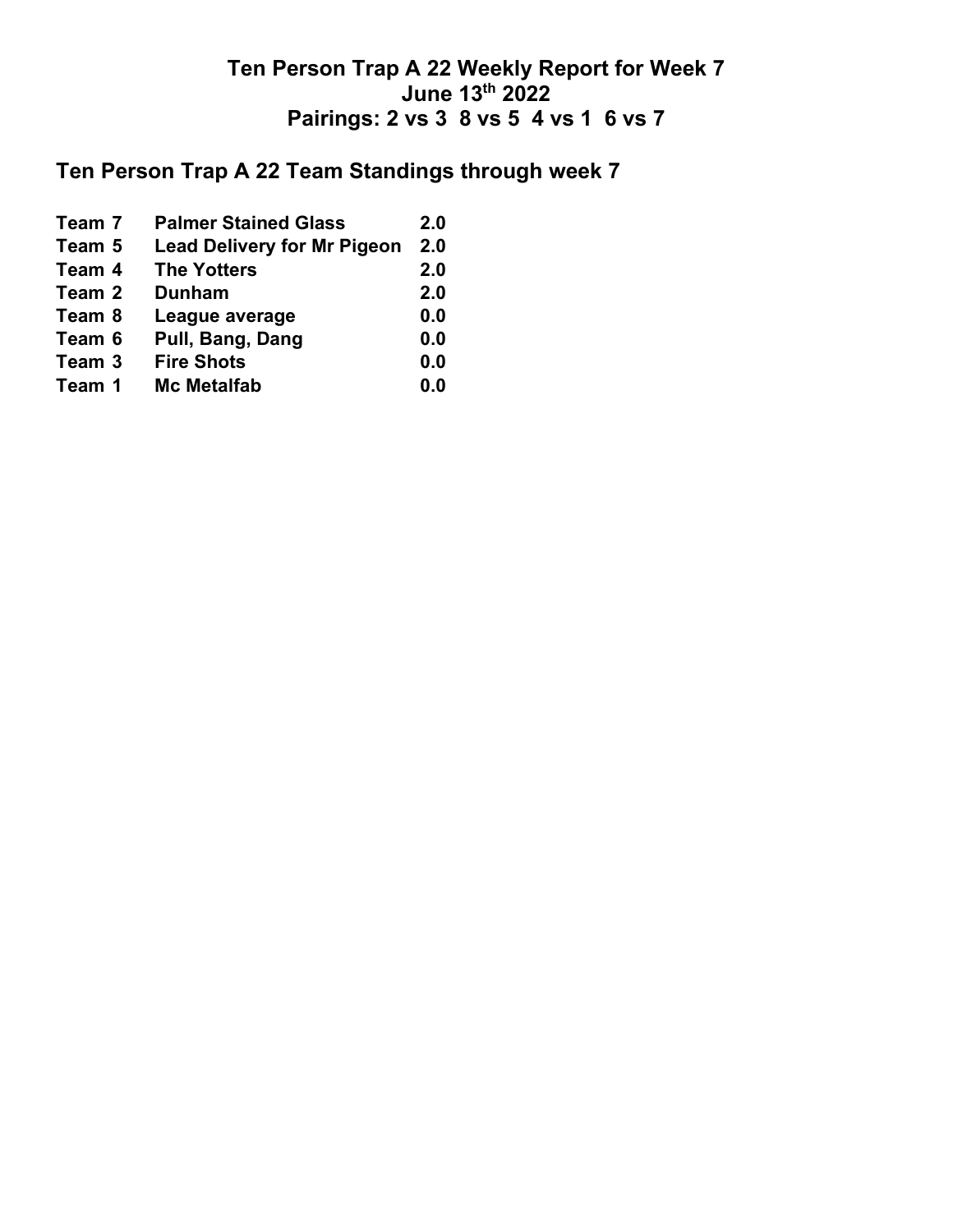# Ten Person Trap A 22 Weekly Report for Week 7
# June 13th 2022
# Pairings: 2 vs 3  8 vs 5  4 vs 1  6 vs 7

## Ten Person Trap A 22 Team Standings through week 7

| | | |
|---|---|---|
| **Team 7** | **Palmer Stained Glass** | **2.0** |
| **Team 5** | **Lead Delivery for Mr Pigeon** | **2.0** |
| **Team 4** | **The Yotters** | **2.0** |
| **Team 2** | **Dunham** | **2.0** |
| **Team 8** | **League average** | **0.0** |
| **Team 6** | **Pull, Bang, Dang** | **0.0** |
| **Team 3** | **Fire Shots** | **0.0** |
| **Team 1** | **Mc Metalfab** | **0.0** |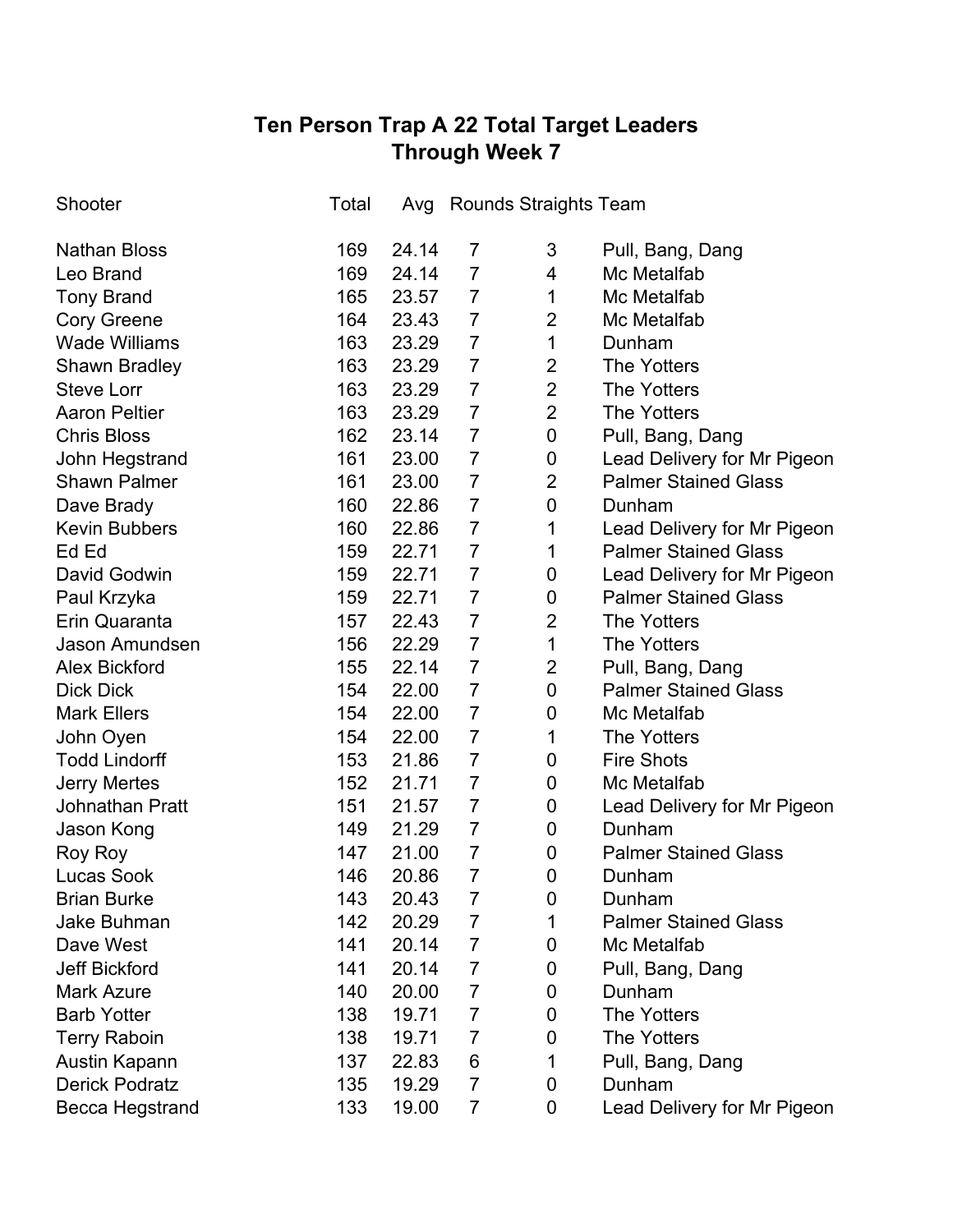# Ten Person Trap A 22 Total Target Leaders
## Through Week 7

| Shooter | Total | Avg | Rounds | Straights | Team |
|---|---|---|---|---|---|
| Nathan Bloss | 169 | 24.14 | 7 | 3 | Pull, Bang, Dang |
| Leo Brand | 169 | 24.14 | 7 | 4 | Mc Metalfab |
| Tony Brand | 165 | 23.57 | 7 | 1 | Mc Metalfab |
| Cory Greene | 164 | 23.43 | 7 | 2 | Mc Metalfab |
| Wade Williams | 163 | 23.29 | 7 | 1 | Dunham |
| Shawn Bradley | 163 | 23.29 | 7 | 2 | The Yotters |
| Steve Lorr | 163 | 23.29 | 7 | 2 | The Yotters |
| Aaron Peltier | 163 | 23.29 | 7 | 2 | The Yotters |
| Chris Bloss | 162 | 23.14 | 7 | 0 | Pull, Bang, Dang |
| John Hegstrand | 161 | 23.00 | 7 | 0 | Lead Delivery for Mr Pigeon |
| Shawn Palmer | 161 | 23.00 | 7 | 2 | Palmer Stained Glass |
| Dave Brady | 160 | 22.86 | 7 | 0 | Dunham |
| Kevin Bubbers | 160 | 22.86 | 7 | 1 | Lead Delivery for Mr Pigeon |
| Ed Ed | 159 | 22.71 | 7 | 1 | Palmer Stained Glass |
| David Godwin | 159 | 22.71 | 7 | 0 | Lead Delivery for Mr Pigeon |
| Paul Krzyka | 159 | 22.71 | 7 | 0 | Palmer Stained Glass |
| Erin Quaranta | 157 | 22.43 | 7 | 2 | The Yotters |
| Jason Amundsen | 156 | 22.29 | 7 | 1 | The Yotters |
| Alex Bickford | 155 | 22.14 | 7 | 2 | Pull, Bang, Dang |
| Dick Dick | 154 | 22.00 | 7 | 0 | Palmer Stained Glass |
| Mark Ellers | 154 | 22.00 | 7 | 0 | Mc Metalfab |
| John Oyen | 154 | 22.00 | 7 | 1 | The Yotters |
| Todd Lindorff | 153 | 21.86 | 7 | 0 | Fire Shots |
| Jerry Mertes | 152 | 21.71 | 7 | 0 | Mc Metalfab |
| Johnathan Pratt | 151 | 21.57 | 7 | 0 | Lead Delivery for Mr Pigeon |
| Jason Kong | 149 | 21.29 | 7 | 0 | Dunham |
| Roy Roy | 147 | 21.00 | 7 | 0 | Palmer Stained Glass |
| Lucas Sook | 146 | 20.86 | 7 | 0 | Dunham |
| Brian Burke | 143 | 20.43 | 7 | 0 | Dunham |
| Jake Buhman | 142 | 20.29 | 7 | 1 | Palmer Stained Glass |
| Dave West | 141 | 20.14 | 7 | 0 | Mc Metalfab |
| Jeff Bickford | 141 | 20.14 | 7 | 0 | Pull, Bang, Dang |
| Mark Azure | 140 | 20.00 | 7 | 0 | Dunham |
| Barb Yotter | 138 | 19.71 | 7 | 0 | The Yotters |
| Terry Raboin | 138 | 19.71 | 7 | 0 | The Yotters |
| Austin Kapann | 137 | 22.83 | 6 | 1 | Pull, Bang, Dang |
| Derick Podratz | 135 | 19.29 | 7 | 0 | Dunham |
| Becca Hegstrand | 133 | 19.00 | 7 | 0 | Lead Delivery for Mr Pigeon |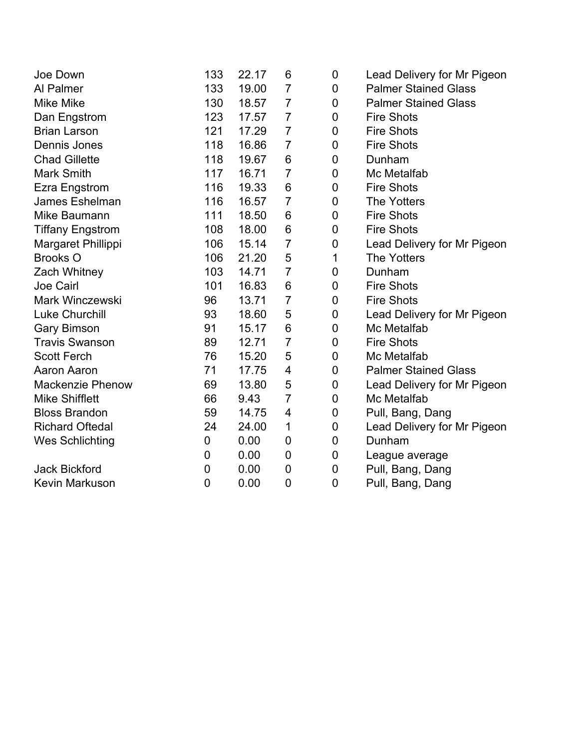| | | | | | |
|---|---|---|---|---|---|
| Joe Down | 133 | 22.17 | 6 | 0 | Lead Delivery for Mr Pigeon |
| Al Palmer | 133 | 19.00 | 7 | 0 | Palmer Stained Glass |
| Mike Mike | 130 | 18.57 | 7 | 0 | Palmer Stained Glass |
| Dan Engstrom | 123 | 17.57 | 7 | 0 | Fire Shots |
| Brian Larson | 121 | 17.29 | 7 | 0 | Fire Shots |
| Dennis Jones | 118 | 16.86 | 7 | 0 | Fire Shots |
| Chad Gillette | 118 | 19.67 | 6 | 0 | Dunham |
| Mark Smith | 117 | 16.71 | 7 | 0 | Mc Metalfab |
| Ezra Engstrom | 116 | 19.33 | 6 | 0 | Fire Shots |
| James Eshelman | 116 | 16.57 | 7 | 0 | The Yotters |
| Mike Baumann | 111 | 18.50 | 6 | 0 | Fire Shots |
| Tiffany Engstrom | 108 | 18.00 | 6 | 0 | Fire Shots |
| Margaret Phillippi | 106 | 15.14 | 7 | 0 | Lead Delivery for Mr Pigeon |
| Brooks O | 106 | 21.20 | 5 | 1 | The Yotters |
| Zach Whitney | 103 | 14.71 | 7 | 0 | Dunham |
| Joe Cairl | 101 | 16.83 | 6 | 0 | Fire Shots |
| Mark Winczewski | 96 | 13.71 | 7 | 0 | Fire Shots |
| Luke Churchill | 93 | 18.60 | 5 | 0 | Lead Delivery for Mr Pigeon |
| Gary Bimson | 91 | 15.17 | 6 | 0 | Mc Metalfab |
| Travis Swanson | 89 | 12.71 | 7 | 0 | Fire Shots |
| Scott Ferch | 76 | 15.20 | 5 | 0 | Mc Metalfab |
| Aaron Aaron | 71 | 17.75 | 4 | 0 | Palmer Stained Glass |
| Mackenzie Phenow | 69 | 13.80 | 5 | 0 | Lead Delivery for Mr Pigeon |
| Mike Shifflett | 66 | 9.43 | 7 | 0 | Mc Metalfab |
| Bloss Brandon | 59 | 14.75 | 4 | 0 | Pull, Bang, Dang |
| Richard Oftedal | 24 | 24.00 | 1 | 0 | Lead Delivery for Mr Pigeon |
| Wes Schlichting | 0 | 0.00 | 0 | 0 | Dunham |
| | 0 | 0.00 | 0 | 0 | League average |
| Jack Bickford | 0 | 0.00 | 0 | 0 | Pull, Bang, Dang |
| Kevin Markuson | 0 | 0.00 | 0 | 0 | Pull, Bang, Dang |